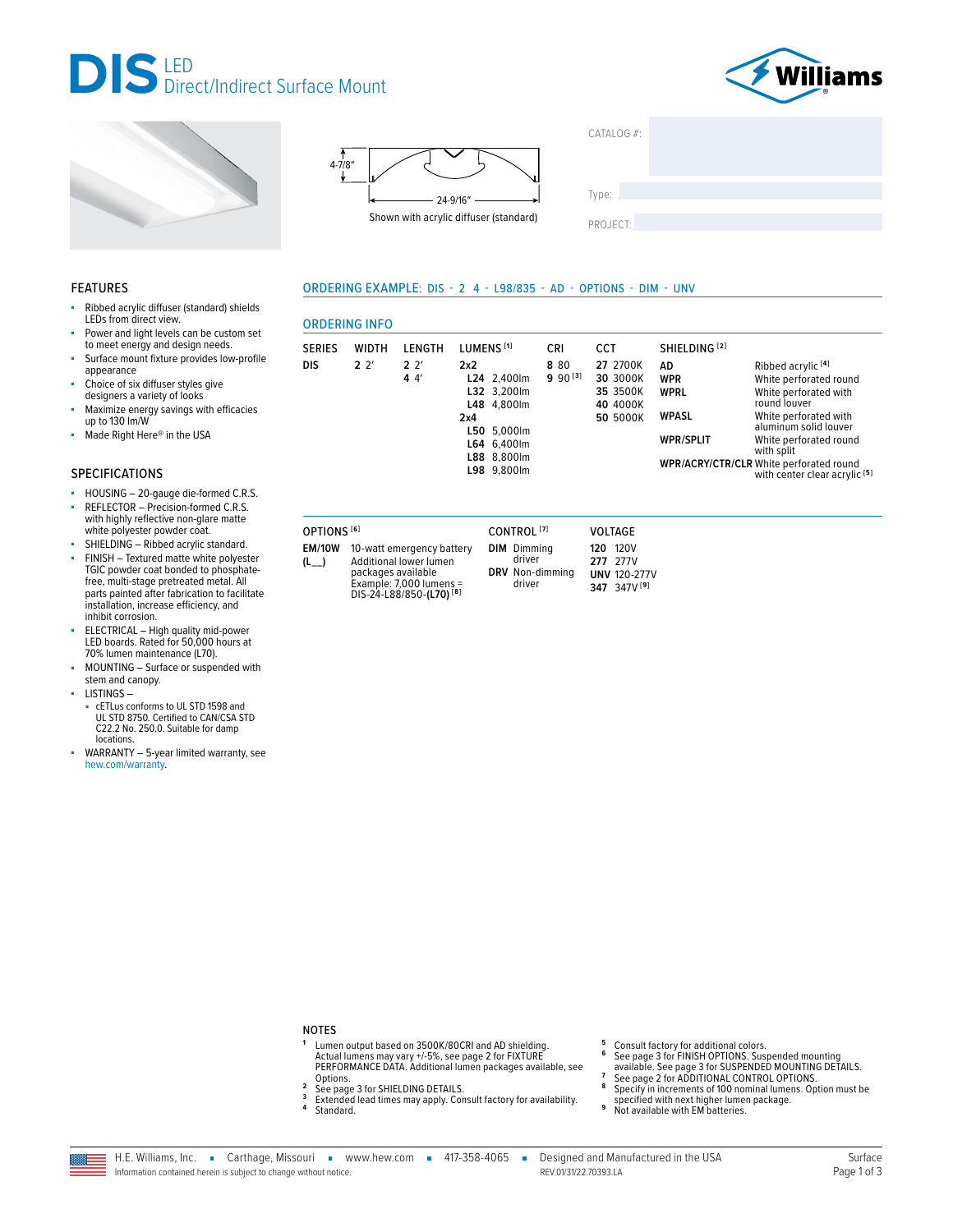# DIS LED Direct/Indirect Surface Mount

4-7/8″

24-9/16″

Shown with acrylic diffuser (standard)

CATALOG #:

Type:

PROJECT:

## FEATURES

- Ribbed acrylic diffuser (standard) shields LEDs from direct view.
- Power and light levels can be custom set to meet energy and design needs.
- Surface mount fixture provides low-profile appearance
- Choice of six diffuser styles give designers a variety of looks
- Maximize energy savings with efficacies up to 130 lm/W
- Made Right Here® in the USA

## SPECIFICATIONS

- HOUSING – 20-gauge die-formed C.R.S.
- REFLECTOR – Precision-formed C.R.S. with highly reflective non-glare matte white polyester powder coat.
- SHIELDING – Ribbed acrylic standard.
- FINISH – Textured matte white polyester TGIC powder coat bonded to phosphate-free, multi-stage pretreated metal. All parts painted after fabrication to facilitate installation, increase efficiency, and inhibit corrosion.
- ELECTRICAL – High quality mid-power LED boards. Rated for 50,000 hours at 70% lumen maintenance (L70).
- MOUNTING – Surface or suspended with stem and canopy.
- LISTINGS –
  - cETLus conforms to UL STD 1598 and UL STD 8750. Certified to CAN/CSA STD C22.2 No. 250.0. Suitable for damp locations.
- WARRANTY – 5-year limited warranty, see hew.com/warranty.

## ORDERING EXAMPLE: DIS - 2 4 - L98/835 - AD - OPTIONS - DIM - UNV

## ORDERING INFO

| SERIES | WIDTH | LENGTH | LUMENS [1] | CRI | CCT | SHIELDING [2] | |
|---|---|---|---|---|---|---|---|
| **DIS** | **2** 2′ | **2** 2′ | **2x2** | **8** 80 | **27** 2700K | **AD** | Ribbed acrylic [4] |
| | | **4** 4′ | **L24** 2,400lm | **9** 90 [3] | **30** 3000K | **WPR** | White perforated round |
| | | | **L32** 3,200lm | | **35** 3500K | **WPRL** | White perforated with round louver |
| | | | **L48** 4,800lm | | **40** 4000K | **WPASL** | White perforated with aluminum solid louver |
| | | | **2x4** | | **50** 5000K | **WPR/SPLIT** | White perforated round with split |
| | | | **L50** 5,000lm | | | **WPR/ACRY/CTR/CLR** | White perforated round with center clear acrylic [5] |
| | | | **L64** 6,400lm | | | | |
| | | | **L88** 8,800lm | | | | |
| | | | **L98** 9,800lm | | | | |

| OPTIONS [6] | | CONTROL [7] | | VOLTAGE | |
|---|---|---|---|---|---|
| **EM/10W** | 10-watt emergency battery | **DIM** | Dimming driver | **120** | 120V |
| **(L__)** | Additional lower lumen packages available Example: 7,000 lumens = DIS-24-L88/850-**(L70)** [8] | **DRV** | Non-dimming driver | **277** | 277V |
| | | | | **UNV** | 120-277V |
| | | | | **347** | 347V [9] |

## NOTES

1. Lumen output based on 3500K/80CRI and AD shielding. Actual lumens may vary +/-5%, see page 2 for FIXTURE PERFORMANCE DATA. Additional lumen packages available, see Options.
2. See page 3 for SHIELDING DETAILS.
3. Extended lead times may apply. Consult factory for availability.
4. Standard.
5. Consult factory for additional colors.
6. See page 3 for FINISH OPTIONS. Suspended mounting available. See page 3 for SUSPENDED MOUNTING DETAILS.
7. See page 2 for ADDITIONAL CONTROL OPTIONS.
8. Specify in increments of 100 nominal lumens. Option must be specified with next higher lumen package.
9. Not available with EM batteries.

H.E. Williams, Inc. ▪ Carthage, Missouri ▪ www.hew.com ▪ 417-358-4065 ▪ Designed and Manufactured in the USA

Information contained herein is subject to change without notice. REV.01/31/22.70393.LA

Surface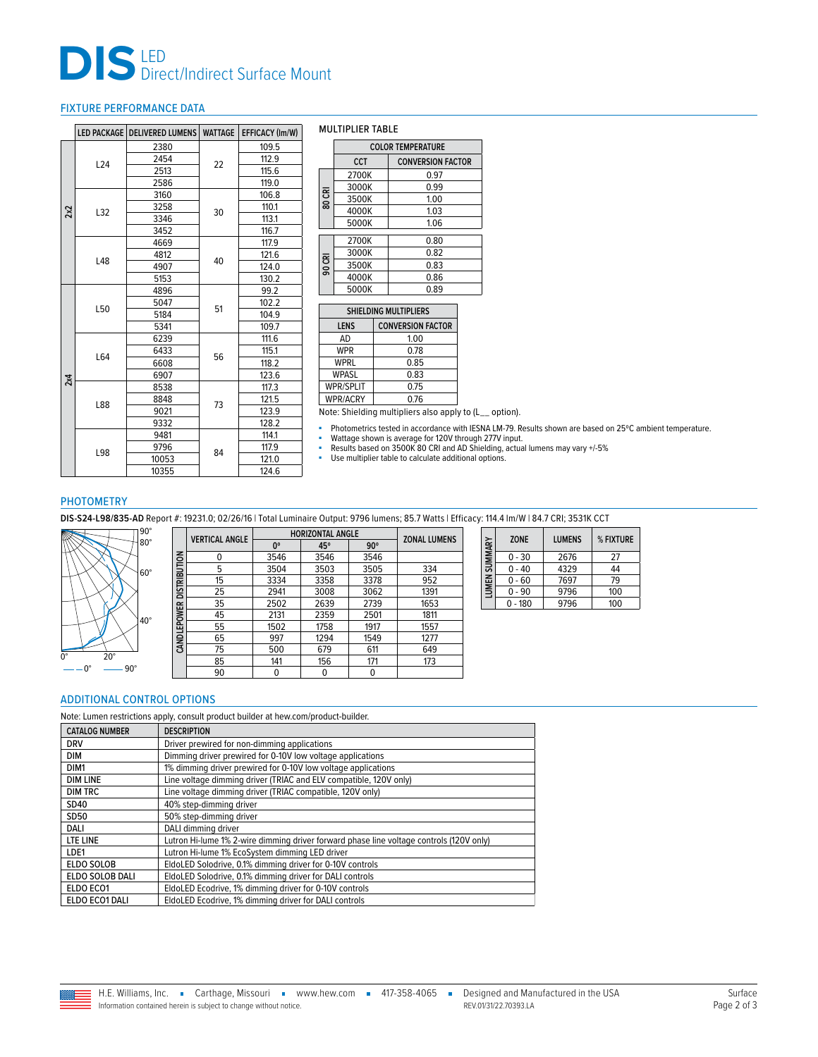# DIS LED Direct/Indirect Surface Mount

## FIXTURE PERFORMANCE DATA

| | LED PACKAGE | DELIVERED LUMENS | WATTAGE | EFFICACY (lm/W) |
|---|---|---|---|---|
| 2x2 | L24 | 2380 | 22 | 109.5 |
| | | 2454 | | 112.9 |
| | | 2513 | | 115.6 |
| | | 2586 | | 119.0 |
| | L32 | 3160 | 30 | 106.8 |
| | | 3258 | | 110.1 |
| | | 3346 | | 113.1 |
| | | 3452 | | 116.7 |
| | L48 | 4669 | 40 | 117.9 |
| | | 4812 | | 121.6 |
| | | 4907 | | 124.0 |
| | | 5153 | | 130.2 |
| 2x4 | L50 | 4896 | 51 | 99.2 |
| | | 5047 | | 102.2 |
| | | 5184 | | 104.9 |
| | | 5341 | | 109.7 |
| | L64 | 6239 | 56 | 111.6 |
| | | 6433 | | 115.1 |
| | | 6608 | | 118.2 |
| | | 6907 | | 123.6 |
| | L88 | 8538 | 73 | 117.3 |
| | | 8848 | | 121.5 |
| | | 9021 | | 123.9 |
| | | 9332 | | 128.2 |
| | L98 | 9481 | 84 | 114.1 |
| | | 9796 | | 117.9 |
| | | 10053 | | 121.0 |
| | | 10355 | | 124.6 |

### MULTIPLIER TABLE

| | COLOR TEMPERATURE | |
|---|---|---|
| | CCT | CONVERSION FACTOR |
| 80 CRI | 2700K | 0.97 |
| | 3000K | 0.99 |
| | 3500K | 1.00 |
| | 4000K | 1.03 |
| | 5000K | 1.06 |
| 90 CRI | 2700K | 0.80 |
| | 3000K | 0.82 |
| | 3500K | 0.83 |
| | 4000K | 0.86 |
| | 5000K | 0.89 |

| SHIELDING MULTIPLIERS | |
|---|---|
| LENS | CONVERSION FACTOR |
| AD | 1.00 |
| WPR | 0.78 |
| WPRL | 0.85 |
| WPASL | 0.83 |
| WPR/SPLIT | 0.75 |
| WPR/ACRY | 0.76 |

Note: Shielding multipliers also apply to (L__ option).

- Photometrics tested in accordance with IESNA LM-79. Results shown are based on 25°C ambient temperature.
- Wattage shown is average for 120V through 277V input.
- Results based on 3500K 80 CRI and AD Shielding, actual lumens may vary +/-5%
- Use multiplier table to calculate additional options.

## PHOTOMETRY

**DIS-S24-L98/835-AD** Report #: 19231.0; 02/26/16 | Total Luminaire Output: 9796 lumens; 85.7 Watts | Efficacy: 114.4 lm/W | 84.7 CRI; 3531K CCT

Polar plot legend: — — 0°  —— 90°

| CANDLEPOWER DISTRIBUTION | HORIZONTAL ANGLE | | | |
|---|---|---|---|---|
| VERTICAL ANGLE | 0° | 45° | 90° | ZONAL LUMENS |
| 0 | 3546 | 3546 | 3546 | |
| 5 | 3504 | 3503 | 3505 | 334 |
| 15 | 3334 | 3358 | 3378 | 952 |
| 25 | 2941 | 3008 | 3062 | 1391 |
| 35 | 2502 | 2639 | 2739 | 1653 |
| 45 | 2131 | 2359 | 2501 | 1811 |
| 55 | 1502 | 1758 | 1917 | 1557 |
| 65 | 997 | 1294 | 1549 | 1277 |
| 75 | 500 | 679 | 611 | 649 |
| 85 | 141 | 156 | 171 | 173 |
| 90 | 0 | 0 | 0 | |

| LUMEN SUMMARY | | |
|---|---|---|
| ZONE | LUMENS | % FIXTURE |
| 0 - 30 | 2676 | 27 |
| 0 - 40 | 4329 | 44 |
| 0 - 60 | 7697 | 79 |
| 0 - 90 | 9796 | 100 |
| 0 - 180 | 9796 | 100 |

## ADDITIONAL CONTROL OPTIONS

Note: Lumen restrictions apply, consult product builder at hew.com/product-builder.

| CATALOG NUMBER | DESCRIPTION |
|---|---|
| DRV | Driver prewired for non-dimming applications |
| DIM | Dimming driver prewired for 0-10V low voltage applications |
| DIM1 | 1% dimming driver prewired for 0-10V low voltage applications |
| DIM LINE | Line voltage dimming driver (TRIAC and ELV compatible, 120V only) |
| DIM TRC | Line voltage dimming driver (TRIAC compatible, 120V only) |
| SD40 | 40% step-dimming driver |
| SD50 | 50% step-dimming driver |
| DALI | DALI dimming driver |
| LTE LINE | Lutron Hi-lume 1% 2-wire dimming driver forward phase line voltage controls (120V only) |
| LDE1 | Lutron Hi-lume 1% EcoSystem dimming LED driver |
| ELDO SOLOB | EldoLED Solodrive, 0.1% dimming driver for 0-10V controls |
| ELDO SOLOB DALI | EldoLED Solodrive, 0.1% dimming driver for DALI controls |
| ELDO ECO1 | EldoLED Ecodrive, 1% dimming driver for 0-10V controls |
| ELDO ECO1 DALI | EldoLED Ecodrive, 1% dimming driver for DALI controls |

H.E. Williams, Inc. ▪ Carthage, Missouri ▪ www.hew.com ▪ 417-358-4065 ▪ Designed and Manufactured in the USA

Information contained herein is subject to change without notice. REV.01/31/22.70393.LA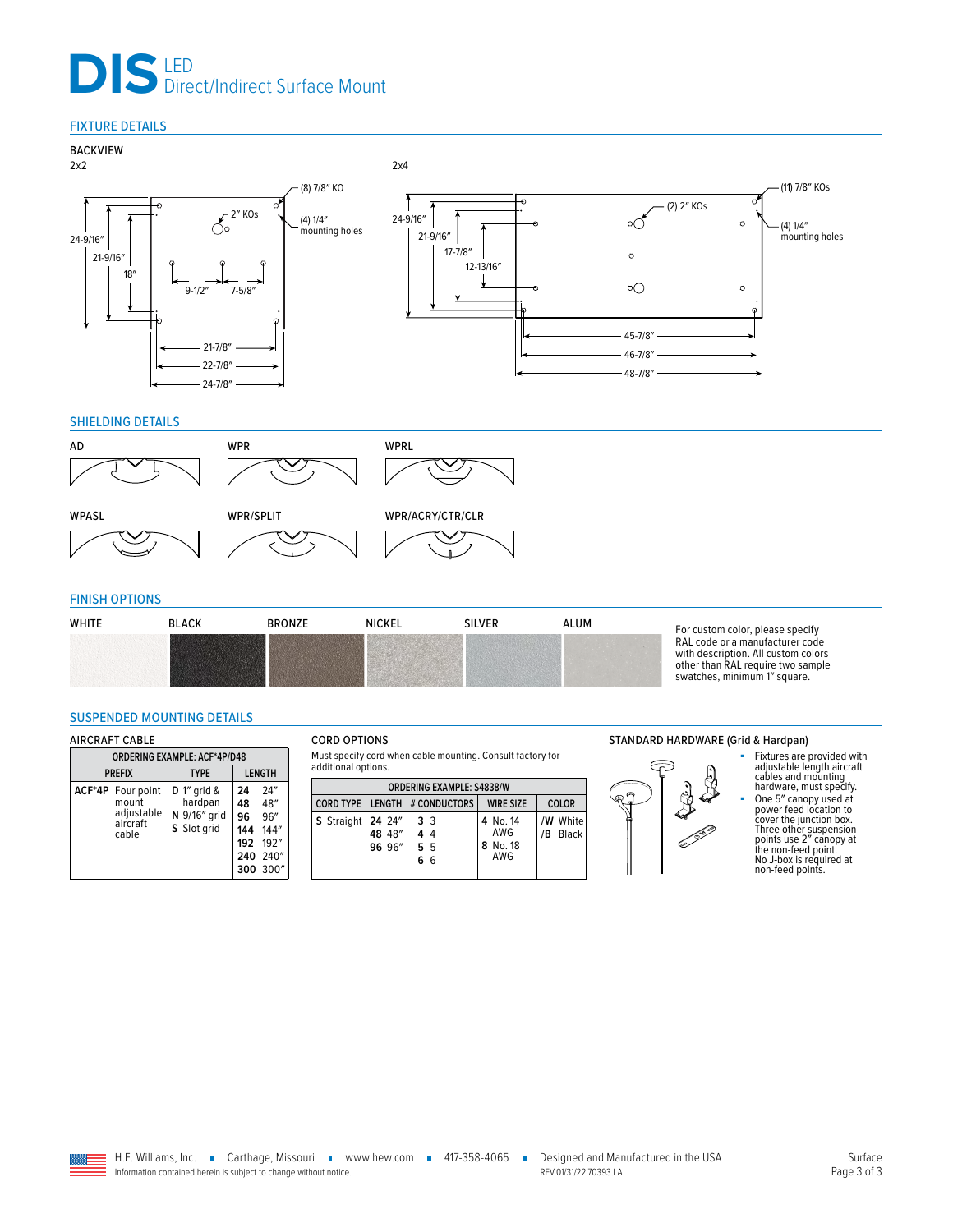# DIS LED Direct/Indirect Surface Mount

## FIXTURE DETAILS

BACKVIEW

2x2

(8) 7/8" KO

2" KOs

(4) 1/4" mounting holes

24-9/16"

21-9/16"

18"

9-1/2"

7-5/8"

21-7/8"

22-7/8"

24-7/8"

2x4

(11) 7/8" KOs

(2) 2" KOs

(4) 1/4" mounting holes

24-9/16"

21-9/16"

17-7/8"

12-13/16"

45-7/8"

46-7/8"

48-7/8"

## SHIELDING DETAILS

AD

WPR

WPRL

WPASL

WPR/SPLIT

WPR/ACRY/CTR/CLR

## FINISH OPTIONS

WHITE

BLACK

BRONZE

NICKEL

SILVER

ALUM

For custom color, please specify RAL code or a manufacturer code with description. All custom colors other than RAL require two sample swatches, minimum 1" square.

## SUSPENDED MOUNTING DETAILS

### AIRCRAFT CABLE

| ORDERING EXAMPLE: ACF*4P/D48 | | |
|---|---|---|
| PREFIX | TYPE | LENGTH |
| **ACF*4P** Four point mount adjustable aircraft cable | **D** 1" grid & hardpan<br>**N** 9/16" grid<br>**S** Slot grid | **24** 24"<br>**48** 48"<br>**96** 96"<br>**144** 144"<br>**192** 192"<br>**240** 240"<br>**300** 300" |

### CORD OPTIONS

Must specify cord when cable mounting. Consult factory for additional options.

| ORDERING EXAMPLE: S4838/W | | | | |
|---|---|---|---|---|
| CORD TYPE | LENGTH | # CONDUCTORS | WIRE SIZE | COLOR |
| **S** Straight | **24** 24"<br>**48** 48"<br>**96** 96" | **3** 3<br>**4** 4<br>**5** 5<br>**6** 6 | **4** No. 14 AWG<br>**8** No. 18 AWG | **/W** White<br>**/B** Black |

### STANDARD HARDWARE (Grid & Hardpan)

- Fixtures are provided with adjustable length aircraft cables and mounting hardware, must specify.
- One 5" canopy used at power feed location to cover the junction box. Three other suspension points use 2" canopy at the non-feed point. No J-box is required at non-feed points.

H.E. Williams, Inc. ▪ Carthage, Missouri ▪ www.hew.com ▪ 417-358-4065 ▪ Designed and Manufactured in the USA

Information contained herein is subject to change without notice. REV.01/31/22.70393.LA

Surface